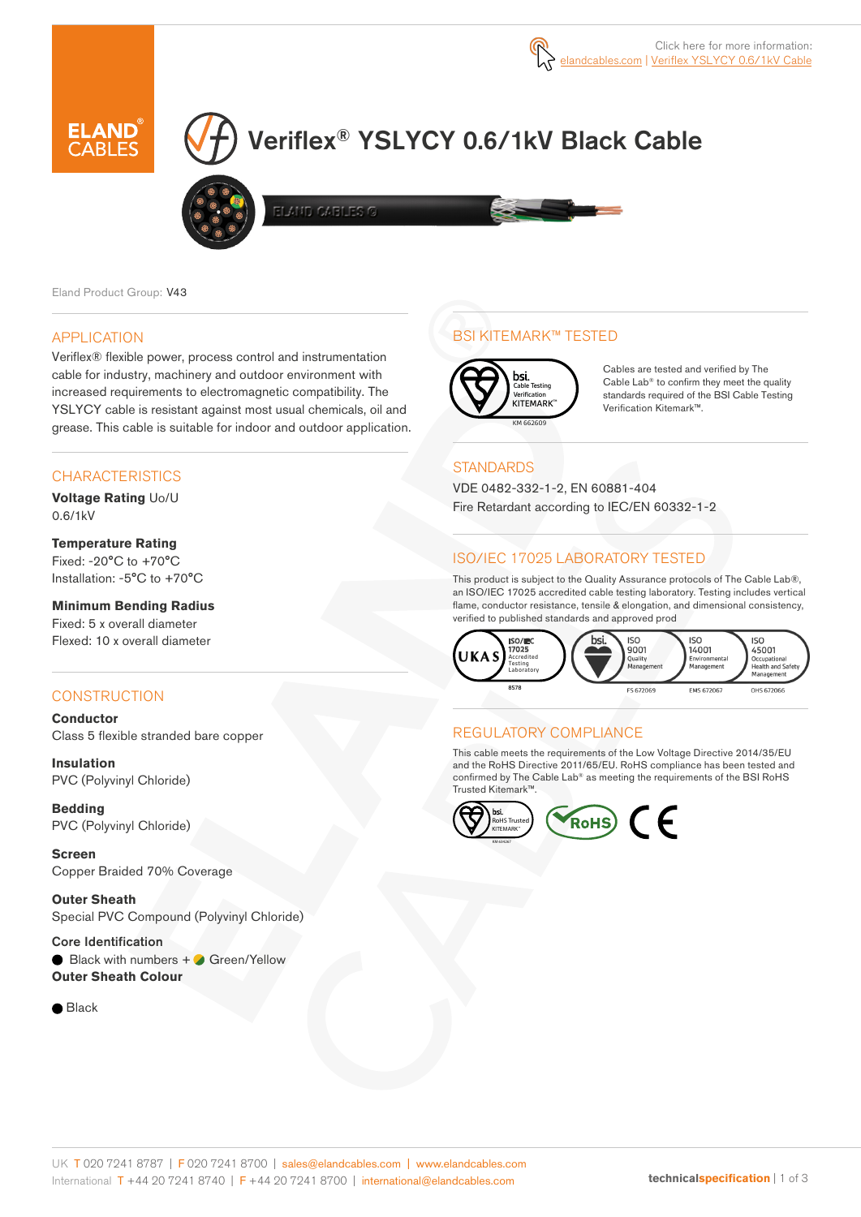Click here for more information: elandcables.com | Veriflex YSLYCY 0.6/1kV Cable

# Veriflex® YSLYCY 0.6/1kV Black Cable

Eland Product Group: V43

## APPLICATION

Veriflex® flexible power, process control and instrumentation cable for industry, machinery and outdoor environment with increased requirements to electromagnetic compatibility. The YSLYCY cable is resistant against most usual chemicals, oil and grease. This cable is suitable for indoor and outdoor application.

## CHARACTERISTICS

**Voltage Rating** Uo/U
0.6/1kV

**Temperature Rating**
Fixed: -20°C to +70°C
Installation: -5°C to +70°C

**Minimum Bending Radius**
Fixed: 5 x overall diameter
Flexed: 10 x overall diameter

## CONSTRUCTION

**Conductor**
Class 5 flexible stranded bare copper

**Insulation**
PVC (Polyvinyl Chloride)

**Bedding**
PVC (Polyvinyl Chloride)

**Screen**
Copper Braided 70% Coverage

**Outer Sheath**
Special PVC Compound (Polyvinyl Chloride)

**Core Identification**
- Black with numbers + Green/Yellow

**Outer Sheath Colour**

- Black

## BSI KITEMARK™ TESTED

KM 662609

Cables are tested and verified by The Cable Lab® to confirm they meet the quality standards required of the BSI Cable Testing Verification Kitemark™.

## STANDARDS

VDE 0482-332-1-2, EN 60881-404
Fire Retardant according to IEC/EN 60332-1-2

## ISO/IEC 17025 LABORATORY TESTED

This product is subject to the Quality Assurance protocols of The Cable Lab®, an ISO/IEC 17025 accredited cable testing laboratory. Testing includes vertical flame, conductor resistance, tensile & elongation, and dimensional consistency, verified to published standards and approved prod

UKAS ISO/IEC 17025 Accredited Testing Laboratory 8578 | ISO 9001 Quality Management FS 672069 | ISO 14001 Environmental Management EMS 672067 | ISO 45001 Occupational Health and Safety Management OHS 672066

## REGULATORY COMPLIANCE

This cable meets the requirements of the Low Voltage Directive 2014/35/EU and the RoHS Directive 2011/65/EU. RoHS compliance has been tested and confirmed by The Cable Lab® as meeting the requirements of the BSI RoHS Trusted Kitemark™.

UK T 020 7241 8787 | F 020 7241 8700 | sales@elandcables.com | www.elandcables.com
International T +44 20 7241 8740 | F +44 20 7241 8700 | international@elandcables.com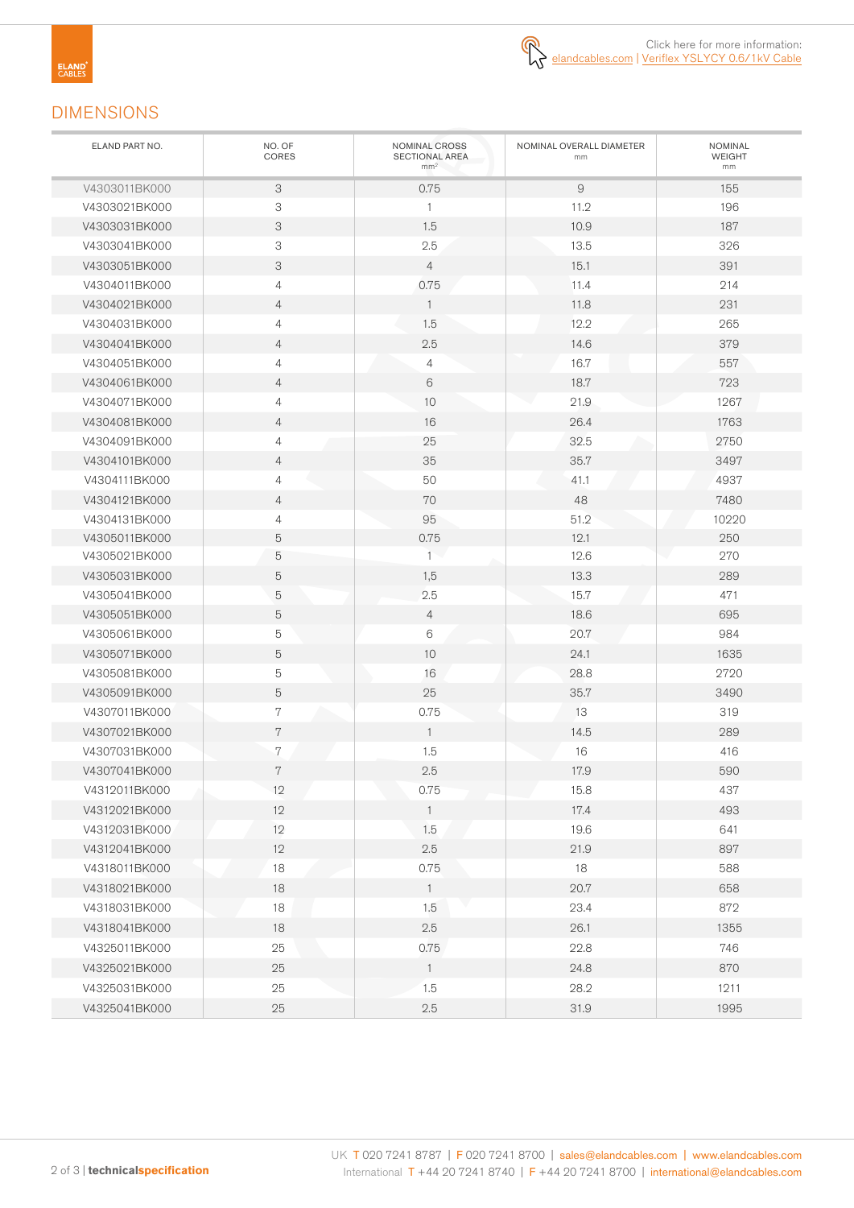Click here for more information: elandcables.com | Veriflex YSLYCY 0.6/1kV Cable

## DIMENSIONS

| ELAND PART NO. | NO. OF CORES | NOMINAL CROSS SECTIONAL AREA $mm^2$ | NOMINAL OVERALL DIAMETER mm | NOMINAL WEIGHT mm |
|---|---|---|---|---|
| V4303011BK000 | 3 | 0.75 | 9 | 155 |
| V4303021BK000 | 3 | 1 | 11.2 | 196 |
| V4303031BK000 | 3 | 1.5 | 10.9 | 187 |
| V4303041BK000 | 3 | 2.5 | 13.5 | 326 |
| V4303051BK000 | 3 | 4 | 15.1 | 391 |
| V4304011BK000 | 4 | 0.75 | 11.4 | 214 |
| V4304021BK000 | 4 | 1 | 11.8 | 231 |
| V4304031BK000 | 4 | 1.5 | 12.2 | 265 |
| V4304041BK000 | 4 | 2.5 | 14.6 | 379 |
| V4304051BK000 | 4 | 4 | 16.7 | 557 |
| V4304061BK000 | 4 | 6 | 18.7 | 723 |
| V4304071BK000 | 4 | 10 | 21.9 | 1267 |
| V4304081BK000 | 4 | 16 | 26.4 | 1763 |
| V4304091BK000 | 4 | 25 | 32.5 | 2750 |
| V4304101BK000 | 4 | 35 | 35.7 | 3497 |
| V4304111BK000 | 4 | 50 | 41.1 | 4937 |
| V4304121BK000 | 4 | 70 | 48 | 7480 |
| V4304131BK000 | 4 | 95 | 51.2 | 10220 |
| V4305011BK000 | 5 | 0.75 | 12.1 | 250 |
| V4305021BK000 | 5 | 1 | 12.6 | 270 |
| V4305031BK000 | 5 | 1,5 | 13.3 | 289 |
| V4305041BK000 | 5 | 2.5 | 15.7 | 471 |
| V4305051BK000 | 5 | 4 | 18.6 | 695 |
| V4305061BK000 | 5 | 6 | 20.7 | 984 |
| V4305071BK000 | 5 | 10 | 24.1 | 1635 |
| V4305081BK000 | 5 | 16 | 28.8 | 2720 |
| V4305091BK000 | 5 | 25 | 35.7 | 3490 |
| V4307011BK000 | 7 | 0.75 | 13 | 319 |
| V4307021BK000 | 7 | 1 | 14.5 | 289 |
| V4307031BK000 | 7 | 1.5 | 16 | 416 |
| V4307041BK000 | 7 | 2.5 | 17.9 | 590 |
| V4312011BK000 | 12 | 0.75 | 15.8 | 437 |
| V4312021BK000 | 12 | 1 | 17.4 | 493 |
| V4312031BK000 | 12 | 1.5 | 19.6 | 641 |
| V4312041BK000 | 12 | 2.5 | 21.9 | 897 |
| V4318011BK000 | 18 | 0.75 | 18 | 588 |
| V4318021BK000 | 18 | 1 | 20.7 | 658 |
| V4318031BK000 | 18 | 1.5 | 23.4 | 872 |
| V4318041BK000 | 18 | 2.5 | 26.1 | 1355 |
| V4325011BK000 | 25 | 0.75 | 22.8 | 746 |
| V4325021BK000 | 25 | 1 | 24.8 | 870 |
| V4325031BK000 | 25 | 1.5 | 28.2 | 1211 |
| V4325041BK000 | 25 | 2.5 | 31.9 | 1995 |

UK T 020 7241 8787 | F 020 7241 8700 | sales@elandcables.com | www.elandcables.com
International T +44 20 7241 8740 | F +44 20 7241 8700 | international@elandcables.com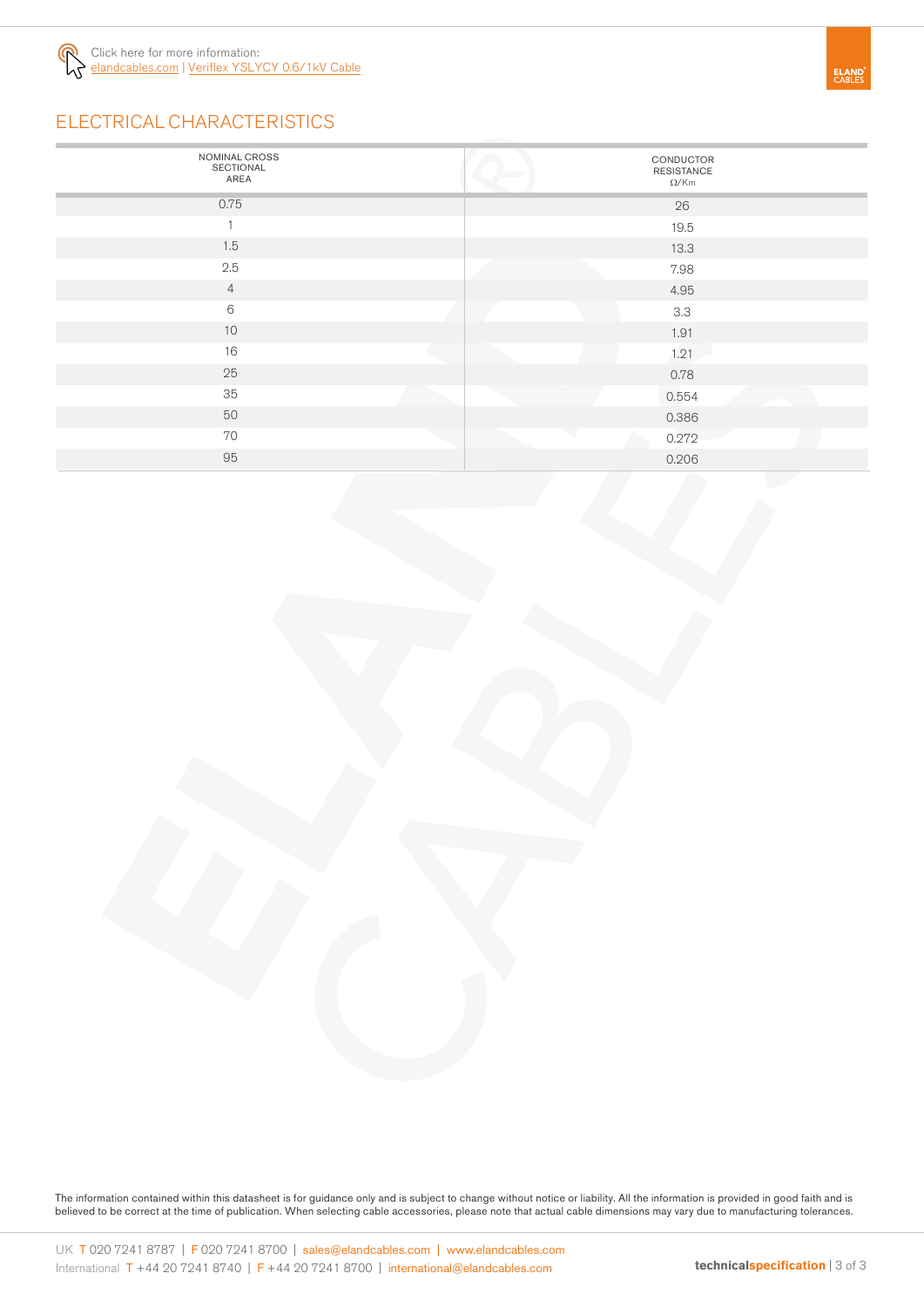Click here for more information:
elandcables.com | Veriflex YSLYCY 0.6/1kV Cable

## ELECTRICAL CHARACTERISTICS

| NOMINAL CROSS SECTIONAL AREA | CONDUCTOR RESISTANCE Ω/Km |
|---|---|
| 0.75 | 26 |
| 1 | 19.5 |
| 1.5 | 13.3 |
| 2.5 | 7.98 |
| 4 | 4.95 |
| 6 | 3.3 |
| 10 | 1.91 |
| 16 | 1.21 |
| 25 | 0.78 |
| 35 | 0.554 |
| 50 | 0.386 |
| 70 | 0.272 |
| 95 | 0.206 |

The information contained within this datasheet is for guidance only and is subject to change without notice or liability. All the information is provided in good faith and is believed to be correct at the time of publication. When selecting cable accessories, please note that actual cable dimensions may vary due to manufacturing tolerances.

UK T 020 7241 8787 | F 020 7241 8700 | sales@elandcables.com | www.elandcables.com
International T +44 20 7241 8740 | F +44 20 7241 8700 | international@elandcables.com